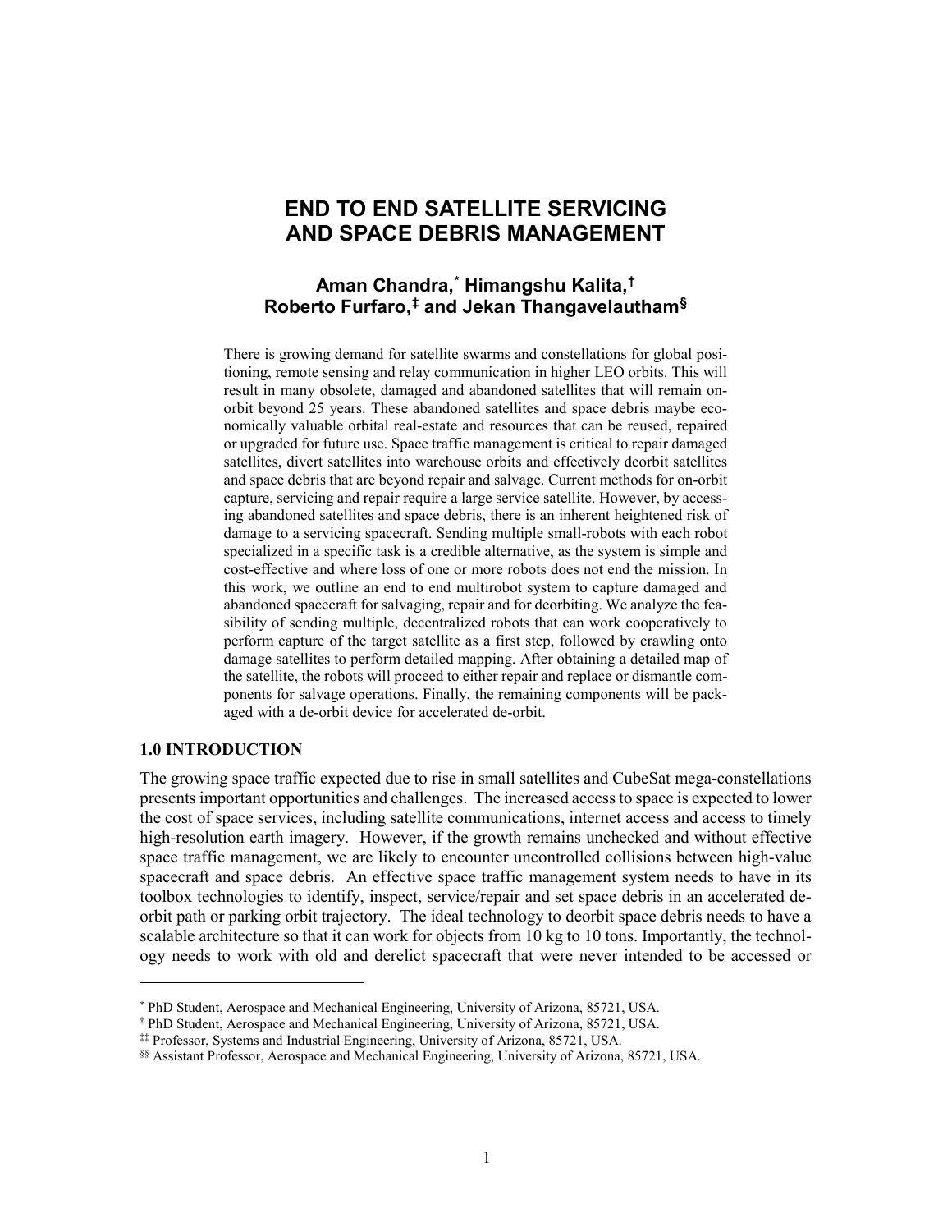# END TO END SATELLITE SERVICING AND SPACE DEBRIS MANAGEMENT

**Aman Chandra,[*] Himangshu Kalita,[†] Roberto Furfaro,[‡] and Jekan Thangavelautham[§]**

There is growing demand for satellite swarms and constellations for global positioning, remote sensing and relay communication in higher LEO orbits. This will result in many obsolete, damaged and abandoned satellites that will remain on-orbit beyond 25 years. These abandoned satellites and space debris maybe economically valuable orbital real-estate and resources that can be reused, repaired or upgraded for future use. Space traffic management is critical to repair damaged satellites, divert satellites into warehouse orbits and effectively deorbit satellites and space debris that are beyond repair and salvage. Current methods for on-orbit capture, servicing and repair require a large service satellite. However, by accessing abandoned satellites and space debris, there is an inherent heightened risk of damage to a servicing spacecraft. Sending multiple small-robots with each robot specialized in a specific task is a credible alternative, as the system is simple and cost-effective and where loss of one or more robots does not end the mission. In this work, we outline an end to end multirobot system to capture damaged and abandoned spacecraft for salvaging, repair and for deorbiting. We analyze the feasibility of sending multiple, decentralized robots that can work cooperatively to perform capture of the target satellite as a first step, followed by crawling onto damage satellites to perform detailed mapping. After obtaining a detailed map of the satellite, the robots will proceed to either repair and replace or dismantle components for salvage operations. Finally, the remaining components will be packaged with a de-orbit device for accelerated de-orbit.

## 1.0 INTRODUCTION

The growing space traffic expected due to rise in small satellites and CubeSat mega-constellations presents important opportunities and challenges. The increased access to space is expected to lower the cost of space services, including satellite communications, internet access and access to timely high-resolution earth imagery. However, if the growth remains unchecked and without effective space traffic management, we are likely to encounter uncontrolled collisions between high-value spacecraft and space debris. An effective space traffic management system needs to have in its toolbox technologies to identify, inspect, service/repair and set space debris in an accelerated deorbit path or parking orbit trajectory. The ideal technology to deorbit space debris needs to have a scalable architecture so that it can work for objects from 10 kg to 10 tons. Importantly, the technology needs to work with old and derelict spacecraft that were never intended to be accessed or

---

[*] PhD Student, Aerospace and Mechanical Engineering, University of Arizona, 85721, USA.

[†] PhD Student, Aerospace and Mechanical Engineering, University of Arizona, 85721, USA.

[‡‡] Professor, Systems and Industrial Engineering, University of Arizona, 85721, USA.

[§§] Assistant Professor, Aerospace and Mechanical Engineering, University of Arizona, 85721, USA.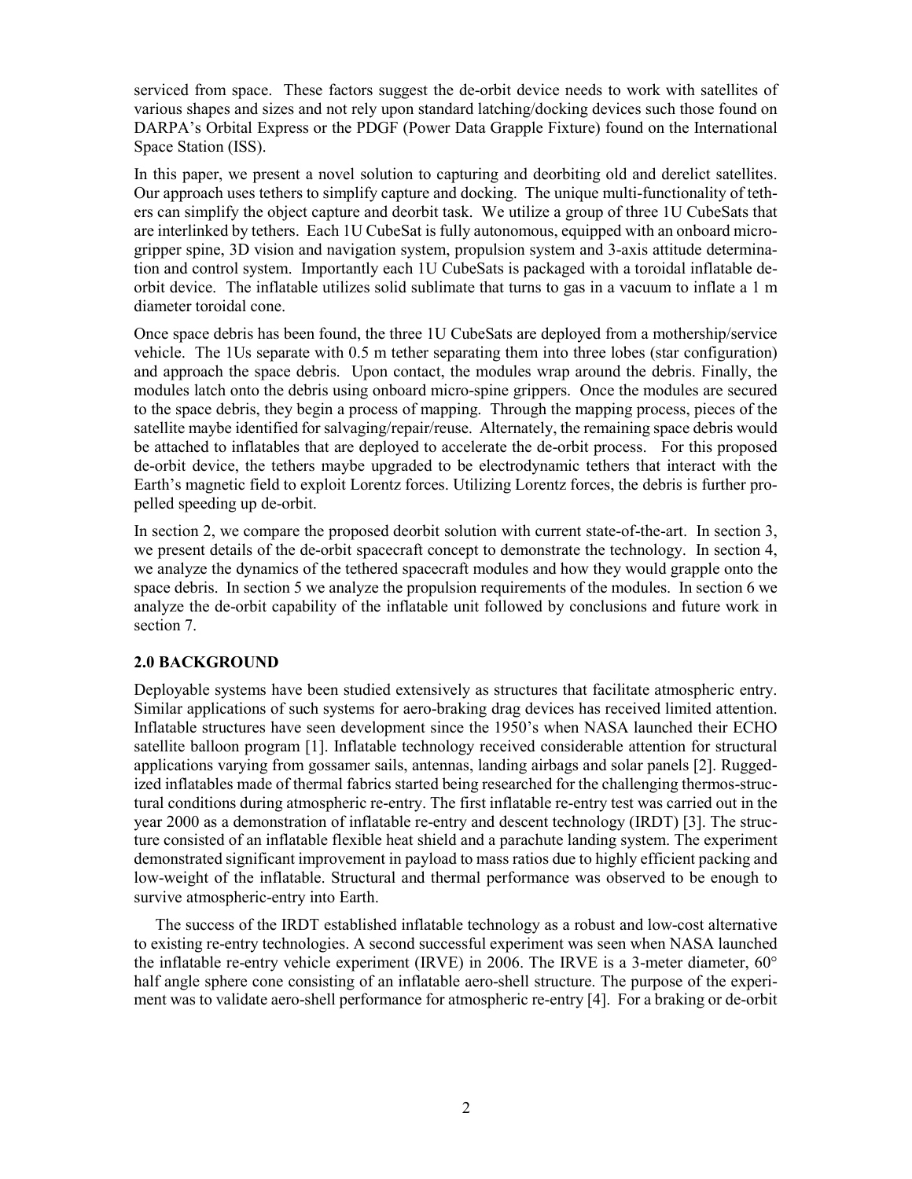serviced from space. These factors suggest the de-orbit device needs to work with satellites of various shapes and sizes and not rely upon standard latching/docking devices such those found on DARPA's Orbital Express or the PDGF (Power Data Grapple Fixture) found on the International Space Station (ISS).

In this paper, we present a novel solution to capturing and deorbiting old and derelict satellites. Our approach uses tethers to simplify capture and docking. The unique multi-functionality of tethers can simplify the object capture and deorbit task. We utilize a group of three 1U CubeSats that are interlinked by tethers. Each 1U CubeSat is fully autonomous, equipped with an onboard micro-gripper spine, 3D vision and navigation system, propulsion system and 3-axis attitude determination and control system. Importantly each 1U CubeSat is packaged with a toroidal inflatable de-orbit device. The inflatable utilizes solid sublimate that turns to gas in a vacuum to inflate a 1 m diameter toroidal cone.

Once space debris has been found, the three 1U CubeSats are deployed from a mothership/service vehicle. The 1Us separate with 0.5 m tether separating them into three lobes (star configuration) and approach the space debris. Upon contact, the modules wrap around the debris. Finally, the modules latch onto the debris using onboard micro-spine grippers. Once the modules are secured to the space debris, they begin a process of mapping. Through the mapping process, pieces of the satellite maybe identified for salvaging/repair/reuse. Alternately, the remaining space debris would be attached to inflatables that are deployed to accelerate the de-orbit process. For this proposed de-orbit device, the tethers maybe upgraded to be electrodynamic tethers that interact with the Earth's magnetic field to exploit Lorentz forces. Utilizing Lorentz forces, the debris is further propelled speeding up de-orbit.

In section 2, we compare the proposed deorbit solution with current state-of-the-art. In section 3, we present details of the de-orbit spacecraft concept to demonstrate the technology. In section 4, we analyze the dynamics of the tethered spacecraft modules and how they would grapple onto the space debris. In section 5 we analyze the propulsion requirements of the modules. In section 6 we analyze the de-orbit capability of the inflatable unit followed by conclusions and future work in section 7.

## 2.0 BACKGROUND

Deployable systems have been studied extensively as structures that facilitate atmospheric entry. Similar applications of such systems for aero-braking drag devices has received limited attention. Inflatable structures have seen development since the 1950's when NASA launched their ECHO satellite balloon program [1]. Inflatable technology received considerable attention for structural applications varying from gossamer sails, antennas, landing airbags and solar panels [2]. Ruggedized inflatables made of thermal fabrics started being researched for the challenging thermos-structural conditions during atmospheric re-entry. The first inflatable re-entry test was carried out in the year 2000 as a demonstration of inflatable re-entry and descent technology (IRDT) [3]. The structure consisted of an inflatable flexible heat shield and a parachute landing system. The experiment demonstrated significant improvement in payload to mass ratios due to highly efficient packing and low-weight of the inflatable. Structural and thermal performance was observed to be enough to survive atmospheric-entry into Earth.

The success of the IRDT established inflatable technology as a robust and low-cost alternative to existing re-entry technologies. A second successful experiment was seen when NASA launched the inflatable re-entry vehicle experiment (IRVE) in 2006. The IRVE is a 3-meter diameter, 60° half angle sphere cone consisting of an inflatable aero-shell structure. The purpose of the experiment was to validate aero-shell performance for atmospheric re-entry [4]. For a braking or de-orbit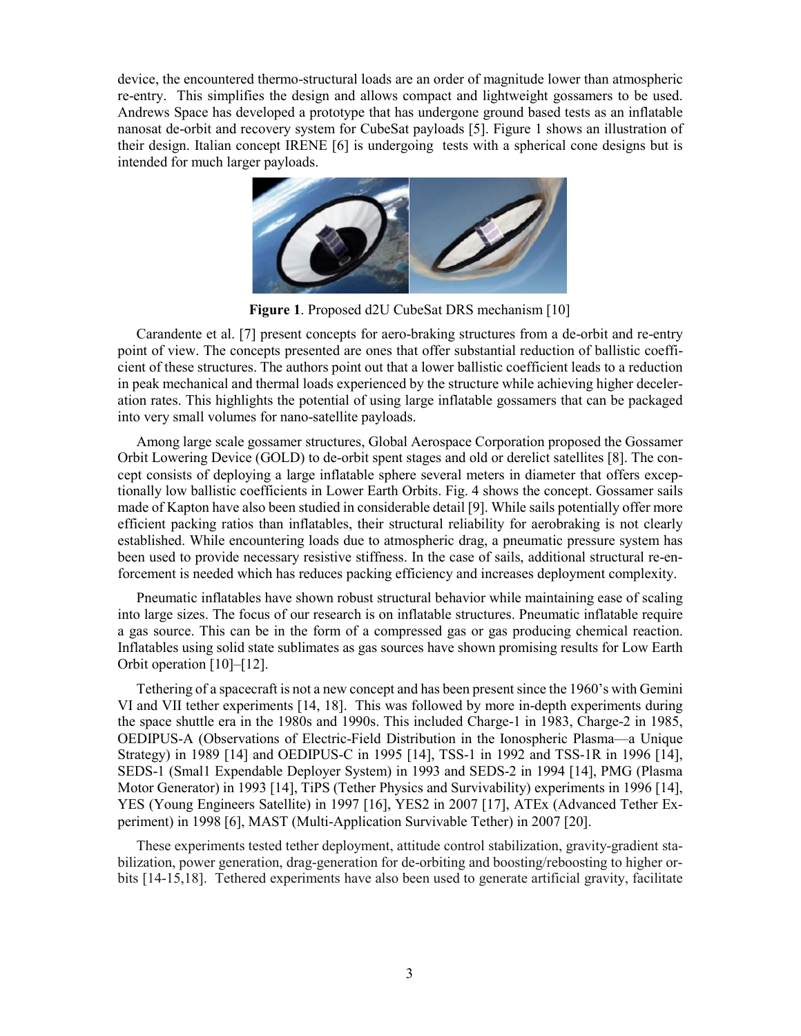device, the encountered thermo-structural loads are an order of magnitude lower than atmospheric re-entry. This simplifies the design and allows compact and lightweight gossamers to be used. Andrews Space has developed a prototype that has undergone ground based tests as an inflatable nanosat de-orbit and recovery system for CubeSat payloads [5]. Figure 1 shows an illustration of their design. Italian concept IRENE [6] is undergoing tests with a spherical cone designs but is intended for much larger payloads.

**Figure 1**. Proposed d2U CubeSat DRS mechanism [10]

Carandente et al. [7] present concepts for aero-braking structures from a de-orbit and re-entry point of view. The concepts presented are ones that offer substantial reduction of ballistic coefficient of these structures. The authors point out that a lower ballistic coefficient leads to a reduction in peak mechanical and thermal loads experienced by the structure while achieving higher deceleration rates. This highlights the potential of using large inflatable gossamers that can be packaged into very small volumes for nano-satellite payloads.

Among large scale gossamer structures, Global Aerospace Corporation proposed the Gossamer Orbit Lowering Device (GOLD) to de-orbit spent stages and old or derelict satellites [8]. The concept consists of deploying a large inflatable sphere several meters in diameter that offers exceptionally low ballistic coefficients in Lower Earth Orbits. Fig. 4 shows the concept. Gossamer sails made of Kapton have also been studied in considerable detail [9]. While sails potentially offer more efficient packing ratios than inflatables, their structural reliability for aerobraking is not clearly established. While encountering loads due to atmospheric drag, a pneumatic pressure system has been used to provide necessary resistive stiffness. In the case of sails, additional structural re-enforcement is needed which has reduces packing efficiency and increases deployment complexity.

Pneumatic inflatables have shown robust structural behavior while maintaining ease of scaling into large sizes. The focus of our research is on inflatable structures. Pneumatic inflatable require a gas source. This can be in the form of a compressed gas or gas producing chemical reaction. Inflatables using solid state sublimates as gas sources have shown promising results for Low Earth Orbit operation [10]–[12].

Tethering of a spacecraft is not a new concept and has been present since the 1960's with Gemini VI and VII tether experiments [14, 18]. This was followed by more in-depth experiments during the space shuttle era in the 1980s and 1990s. This included Charge-1 in 1983, Charge-2 in 1985, OEDIPUS-A (Observations of Electric-Field Distribution in the Ionospheric Plasma—a Unique Strategy) in 1989 [14] and OEDIPUS-C in 1995 [14], TSS-1 in 1992 and TSS-1R in 1996 [14], SEDS-1 (Small Expendable Deployer System) in 1993 and SEDS-2 in 1994 [14], PMG (Plasma Motor Generator) in 1993 [14], TiPS (Tether Physics and Survivability) experiments in 1996 [14], YES (Young Engineers Satellite) in 1997 [16], YES2 in 2007 [17], ATEx (Advanced Tether Experiment) in 1998 [6], MAST (Multi-Application Survivable Tether) in 2007 [20].

These experiments tested tether deployment, attitude control stabilization, gravity-gradient stabilization, power generation, drag-generation for de-orbiting and boosting/reboosting to higher orbits [14-15,18]. Tethered experiments have also been used to generate artificial gravity, facilitate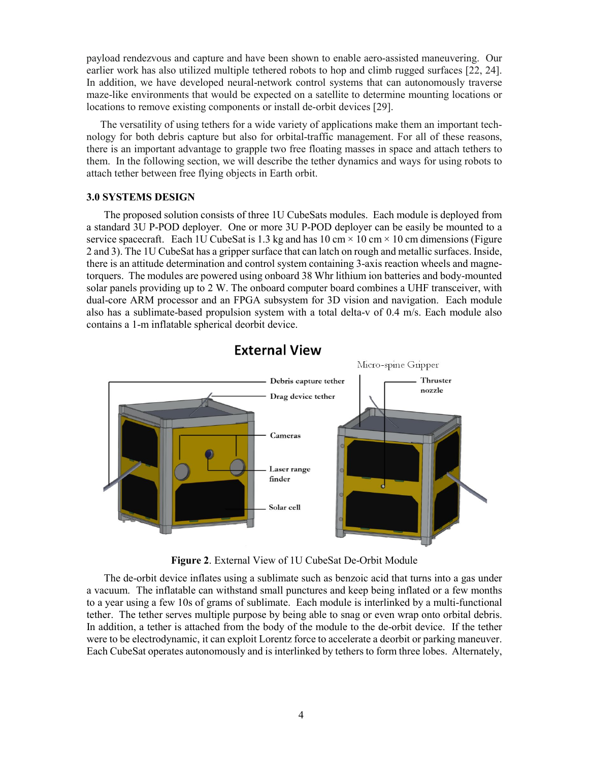payload rendezvous and capture and have been shown to enable aero-assisted maneuvering. Our earlier work has also utilized multiple tethered robots to hop and climb rugged surfaces [22, 24]. In addition, we have developed neural-network control systems that can autonomously traverse maze-like environments that would be expected on a satellite to determine mounting locations or locations to remove existing components or install de-orbit devices [29].

The versatility of using tethers for a wide variety of applications make them an important technology for both debris capture but also for orbital-traffic management. For all of these reasons, there is an important advantage to grapple two free floating masses in space and attach tethers to them. In the following section, we will describe the tether dynamics and ways for using robots to attach tether between free flying objects in Earth orbit.

### 3.0 SYSTEMS DESIGN

The proposed solution consists of three 1U CubeSats modules. Each module is deployed from a standard 3U P-POD deployer. One or more 3U P-POD deployer can be easily be mounted to a service spacecraft. Each 1U CubeSat is 1.3 kg and has 10 cm × 10 cm × 10 cm dimensions (Figure 2 and 3). The 1U CubeSat has a gripper surface that can latch on rough and metallic surfaces. Inside, there is an attitude determination and control system containing 3-axis reaction wheels and magnetorquers. The modules are powered using onboard 38 Whr lithium ion batteries and body-mounted solar panels providing up to 2 W. The onboard computer board combines a UHF transceiver, with dual-core ARM processor and an FPGA subsystem for 3D vision and navigation. Each module also has a sublimate-based propulsion system with a total delta-v of 0.4 m/s. Each module also contains a 1-m inflatable spherical deorbit device.

**Figure 2**. External View of 1U CubeSat De-Orbit Module

The de-orbit device inflates using a sublimate such as benzoic acid that turns into a gas under a vacuum. The inflatable can withstand small punctures and keep being inflated or a few months to a year using a few 10s of grams of sublimate. Each module is interlinked by a multi-functional tether. The tether serves multiple purpose by being able to snag or even wrap onto orbital debris. In addition, a tether is attached from the body of the module to the de-orbit device. If the tether were to be electrodynamic, it can exploit Lorentz force to accelerate a deorbit or parking maneuver. Each CubeSat operates autonomously and is interlinked by tethers to form three lobes. Alternately,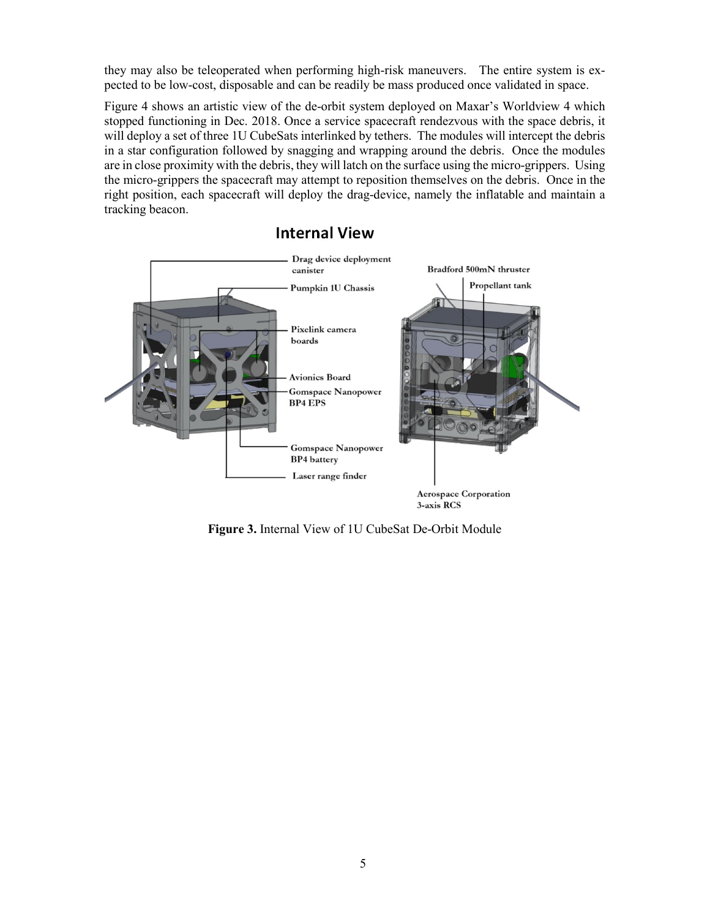they may also be teleoperated when performing high-risk maneuvers. The entire system is expected to be low-cost, disposable and can be readily be mass produced once validated in space.

Figure 4 shows an artistic view of the de-orbit system deployed on Maxar's Worldview 4 which stopped functioning in Dec. 2018. Once a service spacecraft rendezvous with the space debris, it will deploy a set of three 1U CubeSats interlinked by tethers. The modules will intercept the debris in a star configuration followed by snagging and wrapping around the debris. Once the modules are in close proximity with the debris, they will latch on the surface using the micro-grippers. Using the micro-grippers the spacecraft may attempt to reposition themselves on the debris. Once in the right position, each spacecraft will deploy the drag-device, namely the inflatable and maintain a tracking beacon.

**Figure 3.** Internal View of 1U CubeSat De-Orbit Module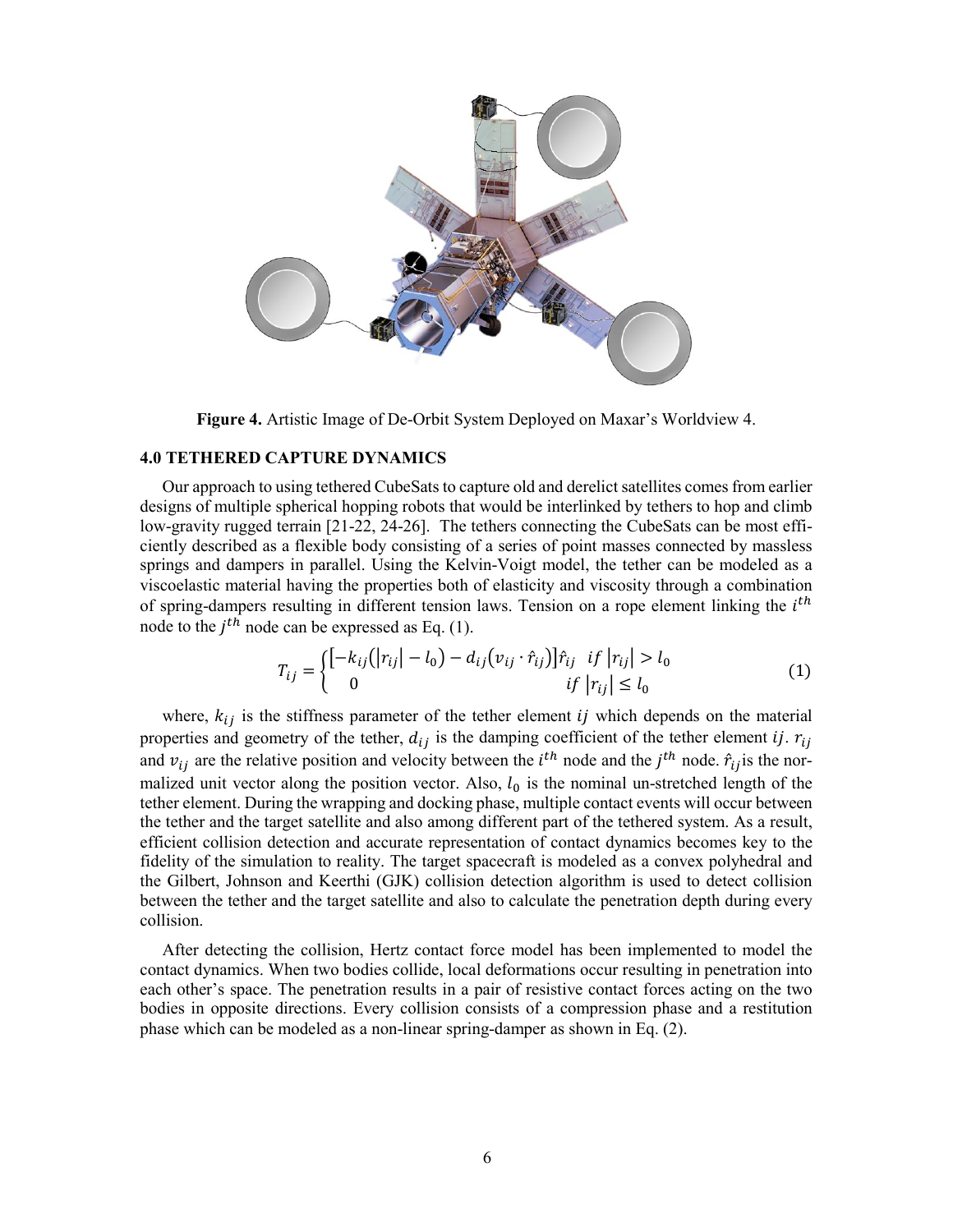**Figure 4.** Artistic Image of De-Orbit System Deployed on Maxar's Worldview 4.

## 4.0 TETHERED CAPTURE DYNAMICS

Our approach to using tethered CubeSats to capture old and derelict satellites comes from earlier designs of multiple spherical hopping robots that would be interlinked by tethers to hop and climb low-gravity rugged terrain [21-22, 24-26]. The tethers connecting the CubeSats can be most efficiently described as a flexible body consisting of a series of point masses connected by massless springs and dampers in parallel. Using the Kelvin-Voigt model, the tether can be modeled as a viscoelastic material having the properties both of elasticity and viscosity through a combination of spring-dampers resulting in different tension laws. Tension on a rope element linking the $i^{th}$ node to the $j^{th}$ node can be expressed as Eq. (1).

$$T_{ij} = \begin{cases} \left[-k_{ij}\left(|r_{ij}| - l_0\right) - d_{ij}\left(v_{ij} \cdot \hat{r}_{ij}\right)\right]\hat{r}_{ij} & if\ |r_{ij}| > l_0 \\ 0 & if\ |r_{ij}| \leq l_0 \end{cases} \tag{1}$$

where, $k_{ij}$ is the stiffness parameter of the tether element $ij$ which depends on the material properties and geometry of the tether, $d_{ij}$ is the damping coefficient of the tether element $ij$. $r_{ij}$ and $v_{ij}$ are the relative position and velocity between the $i^{th}$ node and the $j^{th}$ node. $\hat{r}_{ij}$ is the normalized unit vector along the position vector. Also, $l_0$ is the nominal un-stretched length of the tether element. During the wrapping and docking phase, multiple contact events will occur between the tether and the target satellite and also among different part of the tethered system. As a result, efficient collision detection and accurate representation of contact dynamics becomes key to the fidelity of the simulation to reality. The target spacecraft is modeled as a convex polyhedral and the Gilbert, Johnson and Keerthi (GJK) collision detection algorithm is used to detect collision between the tether and the target satellite and also to calculate the penetration depth during every collision.

After detecting the collision, Hertz contact force model has been implemented to model the contact dynamics. When two bodies collide, local deformations occur resulting in penetration into each other's space. The penetration results in a pair of resistive contact forces acting on the two bodies in opposite directions. Every collision consists of a compression phase and a restitution phase which can be modeled as a non-linear spring-damper as shown in Eq. (2).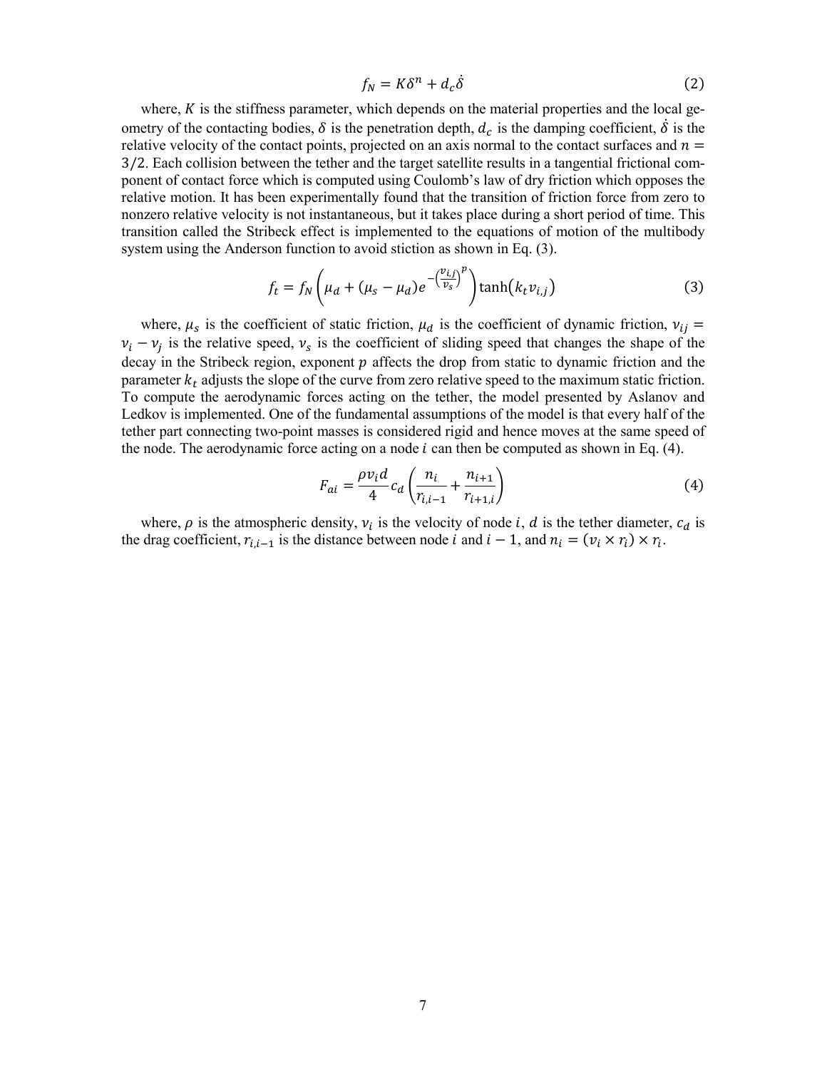$$f_N = K\delta^n + d_c\dot{\delta} \tag{2}$$

where, $K$ is the stiffness parameter, which depends on the material properties and the local geometry of the contacting bodies, $\delta$ is the penetration depth, $d_c$ is the damping coefficient, $\dot{\delta}$ is the relative velocity of the contact points, projected on an axis normal to the contact surfaces and $n = 3/2$. Each collision between the tether and the target satellite results in a tangential frictional component of contact force which is computed using Coulomb's law of dry friction which opposes the relative motion. It has been experimentally found that the transition of friction force from zero to nonzero relative velocity is not instantaneous, but it takes place during a short period of time. This transition called the Stribeck effect is implemented to the equations of motion of the multibody system using the Anderson function to avoid stiction as shown in Eq. (3).

$$f_t = f_N\left(\mu_d + (\mu_s - \mu_d)e^{-\left(\frac{v_{i,j}}{v_s}\right)^p}\right)\tanh\left(k_t v_{i,j}\right) \tag{3}$$

where, $\mu_s$ is the coefficient of static friction, $\mu_d$ is the coefficient of dynamic friction, $v_{ij} = v_i - v_j$ is the relative speed, $v_s$ is the coefficient of sliding speed that changes the shape of the decay in the Stribeck region, exponent $p$ affects the drop from static to dynamic friction and the parameter $k_t$ adjusts the slope of the curve from zero relative speed to the maximum static friction. To compute the aerodynamic forces acting on the tether, the model presented by Aslanov and Ledkov is implemented. One of the fundamental assumptions of the model is that every half of the tether part connecting two-point masses is considered rigid and hence moves at the same speed of the node. The aerodynamic force acting on a node $i$ can then be computed as shown in Eq. (4).

$$F_{ai} = \frac{\rho v_i d}{4} c_d\left(\frac{n_i}{r_{i,i-1}} + \frac{n_{i+1}}{r_{i+1,i}}\right) \tag{4}$$

where, $\rho$ is the atmospheric density, $v_i$ is the velocity of node $i$, $d$ is the tether diameter, $c_d$ is the drag coefficient, $r_{i,i-1}$ is the distance between node $i$ and $i-1$, and $n_i = (v_i \times r_i) \times r_i$.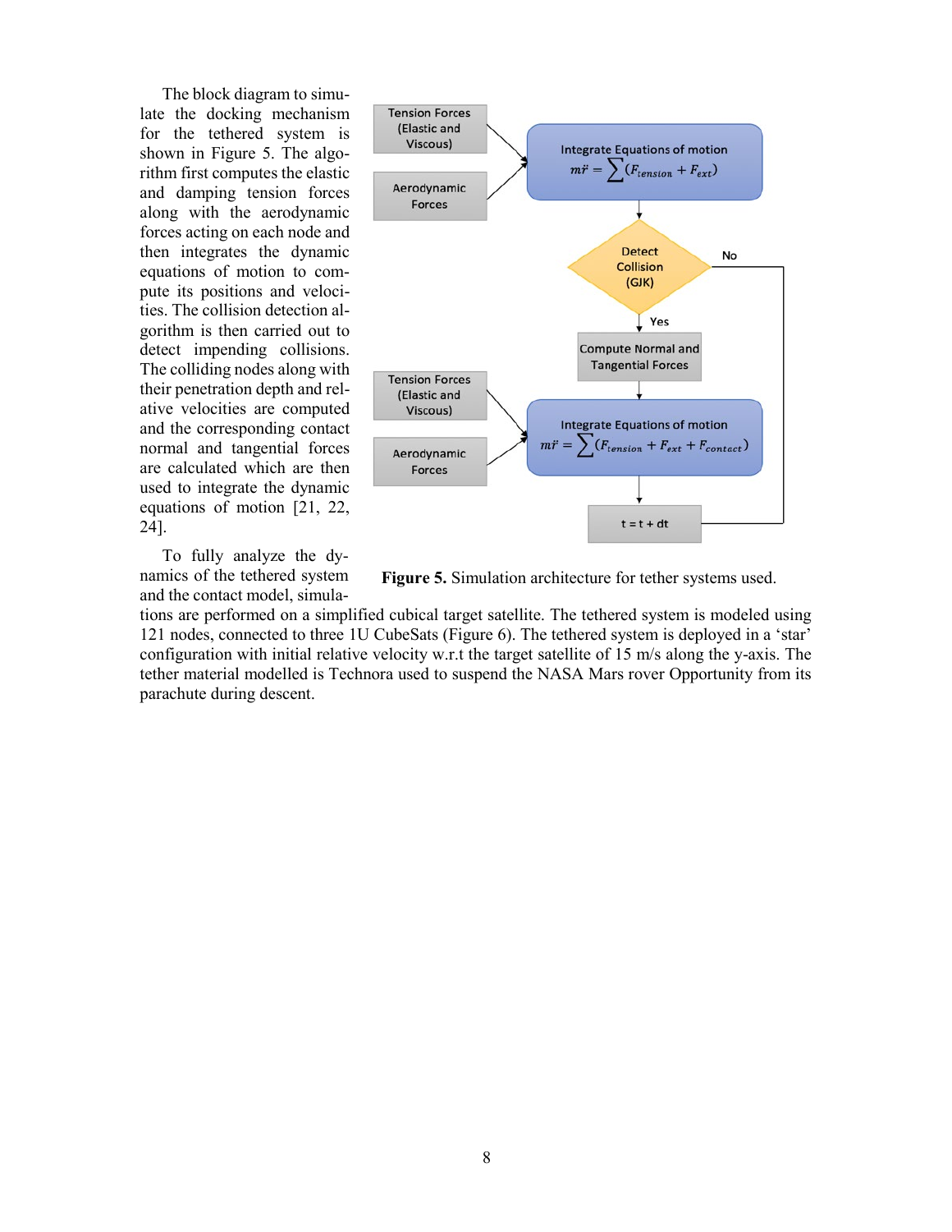The block diagram to simulate the docking mechanism for the tethered system is shown in Figure 5. The algorithm first computes the elastic and damping tension forces along with the aerodynamic forces acting on each node and then integrates the dynamic equations of motion to compute its positions and velocities. The collision detection algorithm is then carried out to detect impending collisions. The colliding nodes along with their penetration depth and relative velocities are computed and the corresponding contact normal and tangential forces are calculated which are then used to integrate the dynamic equations of motion [21, 22, 24].

Figure 5. Simulation architecture for tether systems used.

To fully analyze the dynamics of the tethered system and the contact model, simulations are performed on a simplified cubical target satellite. The tethered system is modeled using 121 nodes, connected to three 1U CubeSats (Figure 6). The tethered system is deployed in a 'star' configuration with initial relative velocity w.r.t the target satellite of 15 m/s along the y-axis. The tether material modelled is Technora used to suspend the NASA Mars rover Opportunity from its parachute during descent.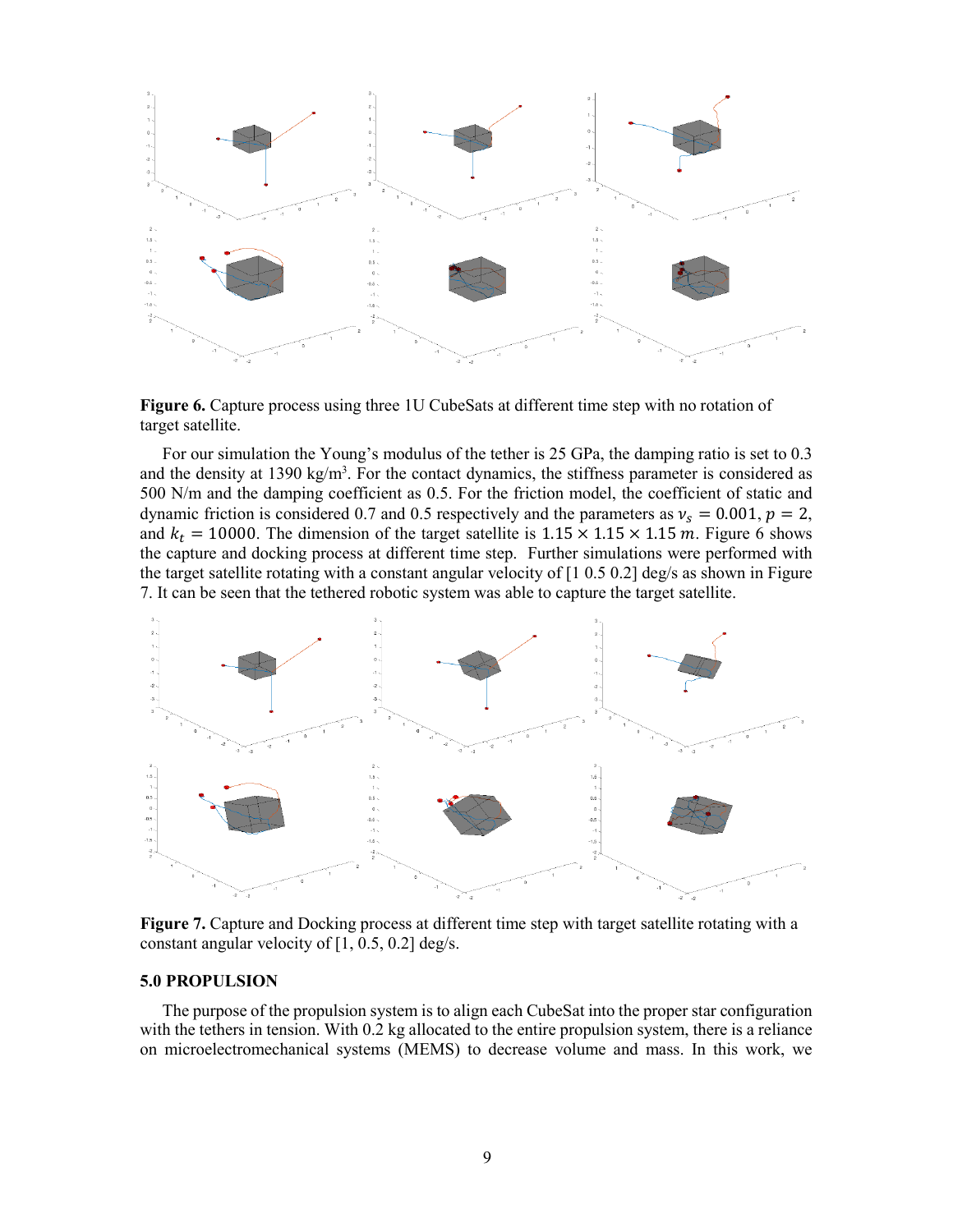**Figure 6.** Capture process using three 1U CubeSats at different time step with no rotation of target satellite.

For our simulation the Young's modulus of the tether is 25 GPa, the damping ratio is set to 0.3 and the density at 1390 kg/m[3]. For the contact dynamics, the stiffness parameter is considered as 500 N/m and the damping coefficient as 0.5. For the friction model, the coefficient of static and dynamic friction is considered 0.7 and 0.5 respectively and the parameters as $v_s = 0.001$, $p = 2$, and $k_t = 10000$. The dimension of the target satellite is $1.15 \times 1.15 \times 1.15\ m$. Figure 6 shows the capture and docking process at different time step. Further simulations were performed with the target satellite rotating with a constant angular velocity of [1 0.5 0.2] deg/s as shown in Figure 7. It can be seen that the tethered robotic system was able to capture the target satellite.

**Figure 7.** Capture and Docking process at different time step with target satellite rotating with a constant angular velocity of [1, 0.5, 0.2] deg/s.

### 5.0 PROPULSION

The purpose of the propulsion system is to align each CubeSat into the proper star configuration with the tethers in tension. With 0.2 kg allocated to the entire propulsion system, there is a reliance on microelectromechanical systems (MEMS) to decrease volume and mass. In this work, we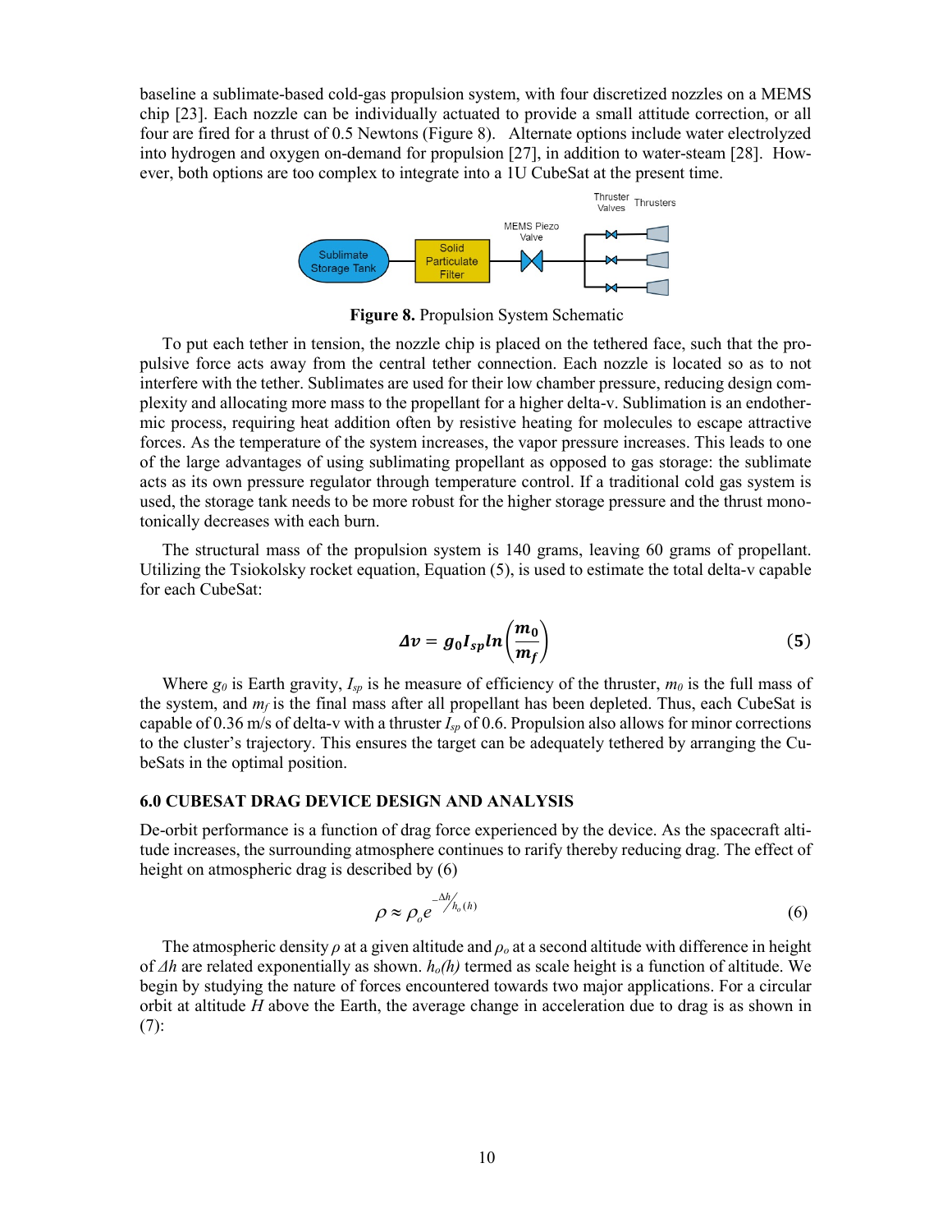baseline a sublimate-based cold-gas propulsion system, with four discretized nozzles on a MEMS chip [23]. Each nozzle can be individually actuated to provide a small attitude correction, or all four are fired for a thrust of 0.5 Newtons (Figure 8). Alternate options include water electrolyzed into hydrogen and oxygen on-demand for propulsion [27], in addition to water-steam [28]. However, both options are too complex to integrate into a 1U CubeSat at the present time.

**Figure 8.** Propulsion System Schematic

To put each tether in tension, the nozzle chip is placed on the tethered face, such that the propulsive force acts away from the central tether connection. Each nozzle is located so as to not interfere with the tether. Sublimates are used for their low chamber pressure, reducing design complexity and allocating more mass to the propellant for a higher delta-v. Sublimation is an endothermic process, requiring heat addition often by resistive heating for molecules to escape attractive forces. As the temperature of the system increases, the vapor pressure increases. This leads to one of the large advantages of using sublimating propellant as opposed to gas storage: the sublimate acts as its own pressure regulator through temperature control. If a traditional cold gas system is used, the storage tank needs to be more robust for the higher storage pressure and the thrust monotonically decreases with each burn.

The structural mass of the propulsion system is 140 grams, leaving 60 grams of propellant. Utilizing the Tsiokolsky rocket equation, Equation (5), is used to estimate the total delta-v capable for each CubeSat:

$$\boldsymbol{\Delta v = g_0 I_{sp} ln\left(\frac{m_0}{m_f}\right)} \tag{5}$$

Where $g_0$ is Earth gravity, $I_{sp}$ is he measure of efficiency of the thruster, $m_0$ is the full mass of the system, and $m_f$ is the final mass after all propellant has been depleted. Thus, each CubeSat is capable of 0.36 m/s of delta-v with a thruster $I_{sp}$ of 0.6. Propulsion also allows for minor corrections to the cluster's trajectory. This ensures the target can be adequately tethered by arranging the CubeSats in the optimal position.

### 6.0 CUBESAT DRAG DEVICE DESIGN AND ANALYSIS

De-orbit performance is a function of drag force experienced by the device. As the spacecraft altitude increases, the surrounding atmosphere continues to rarify thereby reducing drag. The effect of height on atmospheric drag is described by (6)

$$\rho \approx \rho_o e^{-\Delta h / h_o(h)} \tag{6}$$

The atmospheric density $\rho$ at a given altitude and $\rho_o$ at a second altitude with difference in height of $\Delta h$ are related exponentially as shown. $h_o(h)$ termed as scale height is a function of altitude. We begin by studying the nature of forces encountered towards two major applications. For a circular orbit at altitude $H$ above the Earth, the average change in acceleration due to drag is as shown in (7):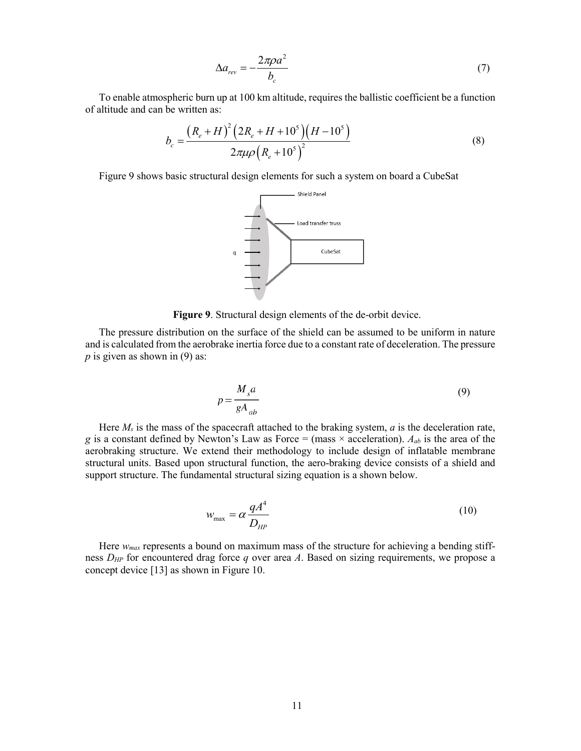$$\Delta a_{rev} = -\frac{2\pi\rho a^2}{b_c} \tag{7}$$

To enable atmospheric burn up at 100 km altitude, requires the ballistic coefficient be a function of altitude and can be written as:

$$b_c = \frac{\left(R_e + H\right)^2 \left(2R_e + H + 10^5\right)\left(H - 10^5\right)}{2\pi\mu\rho\left(R_e + 10^5\right)^2} \tag{8}$$

Figure 9 shows basic structural design elements for such a system on board a CubeSat

**Figure 9**. Structural design elements of the de-orbit device.

The pressure distribution on the surface of the shield can be assumed to be uniform in nature and is calculated from the aerobrake inertia force due to a constant rate of deceleration. The pressure $p$ is given as shown in (9) as:

$$p = \frac{M_s a}{g A_{ab}} \tag{9}$$

Here $M_s$ is the mass of the spacecraft attached to the braking system, $a$ is the deceleration rate, $g$ is a constant defined by Newton's Law as Force = (mass × acceleration). $A_{ab}$ is the area of the aerobraking structure. We extend their methodology to include design of inflatable membrane structural units. Based upon structural function, the aero-braking device consists of a shield and support structure. The fundamental structural sizing equation is a shown below.

$$w_{\max} = \alpha \frac{qA^4}{D_{HP}} \tag{10}$$

Here $w_{max}$ represents a bound on maximum mass of the structure for achieving a bending stiffness $D_{HP}$ for encountered drag force $q$ over area $A$. Based on sizing requirements, we propose a concept device [13] as shown in Figure 10.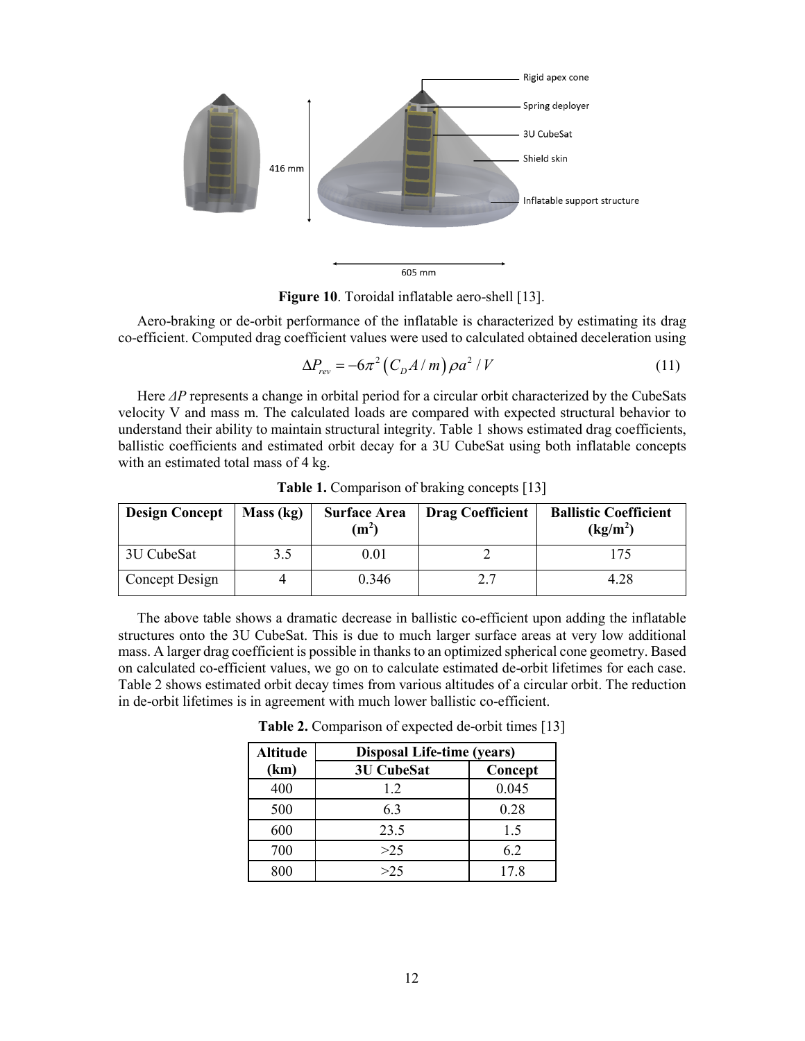**Figure 10**. Toroidal inflatable aero-shell [13].

Aero-braking or de-orbit performance of the inflatable is characterized by estimating its drag co-efficient. Computed drag coefficient values were used to calculated obtained deceleration using

$$\Delta P_{rev} = -6\pi^2 \left( C_D A / m \right) \rho a^2 / V \tag{11}$$

Here *ΔP* represents a change in orbital period for a circular orbit characterized by the CubeSats velocity V and mass m. The calculated loads are compared with expected structural behavior to understand their ability to maintain structural integrity. Table 1 shows estimated drag coefficients, ballistic coefficients and estimated orbit decay for a 3U CubeSat using both inflatable concepts with an estimated total mass of 4 kg.

**Table 1.** Comparison of braking concepts [13]

| Design Concept | Mass (kg) | Surface Area ($m^2$) | Drag Coefficient | Ballistic Coefficient ($kg/m^2$) |
|---|---|---|---|---|
| 3U CubeSat | 3.5 | 0.01 | 2 | 175 |
| Concept Design | 4 | 0.346 | 2.7 | 4.28 |

The above table shows a dramatic decrease in ballistic co-efficient upon adding the inflatable structures onto the 3U CubeSat. This is due to much larger surface areas at very low additional mass. A larger drag coefficient is possible in thanks to an optimized spherical cone geometry. Based on calculated co-efficient values, we go on to calculate estimated de-orbit lifetimes for each case. Table 2 shows estimated orbit decay times from various altitudes of a circular orbit. The reduction in de-orbit lifetimes is in agreement with much lower ballistic co-efficient.

**Table 2.** Comparison of expected de-orbit times [13]

| Altitude (km) | Disposal Life-time (years) | |
|---|---|---|
| | 3U CubeSat | Concept |
| 400 | 1.2 | 0.045 |
| 500 | 6.3 | 0.28 |
| 600 | 23.5 | 1.5 |
| 700 | >25 | 6.2 |
| 800 | >25 | 17.8 |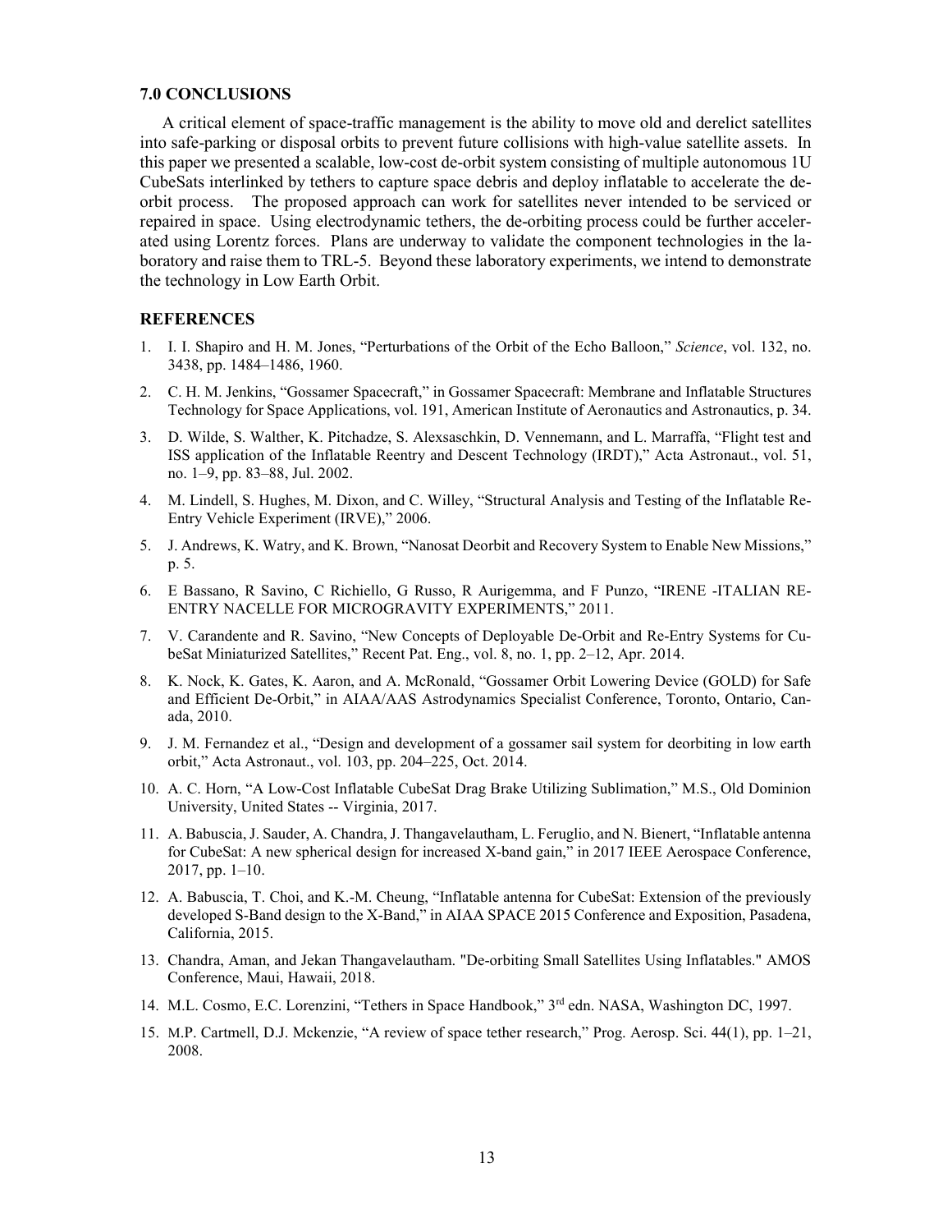## 7.0 CONCLUSIONS

A critical element of space-traffic management is the ability to move old and derelict satellites into safe-parking or disposal orbits to prevent future collisions with high-value satellite assets. In this paper we presented a scalable, low-cost de-orbit system consisting of multiple autonomous 1U CubeSats interlinked by tethers to capture space debris and deploy inflatable to accelerate the de-orbit process. The proposed approach can work for satellites never intended to be serviced or repaired in space. Using electrodynamic tethers, the de-orbiting process could be further accelerated using Lorentz forces. Plans are underway to validate the component technologies in the laboratory and raise them to TRL-5. Beyond these laboratory experiments, we intend to demonstrate the technology in Low Earth Orbit.

## REFERENCES

1. I. I. Shapiro and H. M. Jones, "Perturbations of the Orbit of the Echo Balloon," *Science*, vol. 132, no. 3438, pp. 1484–1486, 1960.
2. C. H. M. Jenkins, "Gossamer Spacecraft," in Gossamer Spacecraft: Membrane and Inflatable Structures Technology for Space Applications, vol. 191, American Institute of Aeronautics and Astronautics, p. 34.
3. D. Wilde, S. Walther, K. Pitchadze, S. Alexsaschkin, D. Vennemann, and L. Marraffa, "Flight test and ISS application of the Inflatable Reentry and Descent Technology (IRDT)," Acta Astronaut., vol. 51, no. 1–9, pp. 83–88, Jul. 2002.
4. M. Lindell, S. Hughes, M. Dixon, and C. Willey, "Structural Analysis and Testing of the Inflatable Re-Entry Vehicle Experiment (IRVE)," 2006.
5. J. Andrews, K. Watry, and K. Brown, "Nanosat Deorbit and Recovery System to Enable New Missions," p. 5.
6. E Bassano, R Savino, C Richiello, G Russo, R Aurigemma, and F Punzo, "IRENE -ITALIAN RE-ENTRY NACELLE FOR MICROGRAVITY EXPERIMENTS," 2011.
7. V. Carandente and R. Savino, "New Concepts of Deployable De-Orbit and Re-Entry Systems for CubeSat Miniaturized Satellites," Recent Pat. Eng., vol. 8, no. 1, pp. 2–12, Apr. 2014.
8. K. Nock, K. Gates, K. Aaron, and A. McRonald, "Gossamer Orbit Lowering Device (GOLD) for Safe and Efficient De-Orbit," in AIAA/AAS Astrodynamics Specialist Conference, Toronto, Ontario, Canada, 2010.
9. J. M. Fernandez et al., "Design and development of a gossamer sail system for deorbiting in low earth orbit," Acta Astronaut., vol. 103, pp. 204–225, Oct. 2014.
10. A. C. Horn, "A Low-Cost Inflatable CubeSat Drag Brake Utilizing Sublimation," M.S., Old Dominion University, United States -- Virginia, 2017.
11. A. Babuscia, J. Sauder, A. Chandra, J. Thangavelautham, L. Feruglio, and N. Bienert, "Inflatable antenna for CubeSat: A new spherical design for increased X-band gain," in 2017 IEEE Aerospace Conference, 2017, pp. 1–10.
12. A. Babuscia, T. Choi, and K.-M. Cheung, "Inflatable antenna for CubeSat: Extension of the previously developed S-Band design to the X-Band," in AIAA SPACE 2015 Conference and Exposition, Pasadena, California, 2015.
13. Chandra, Aman, and Jekan Thangavelautham. "De-orbiting Small Satellites Using Inflatables." AMOS Conference, Maui, Hawaii, 2018.
14. M.L. Cosmo, E.C. Lorenzini, "Tethers in Space Handbook," 3rd edn. NASA, Washington DC, 1997.
15. M.P. Cartmell, D.J. Mckenzie, "A review of space tether research," Prog. Aerosp. Sci. 44(1), pp. 1–21, 2008.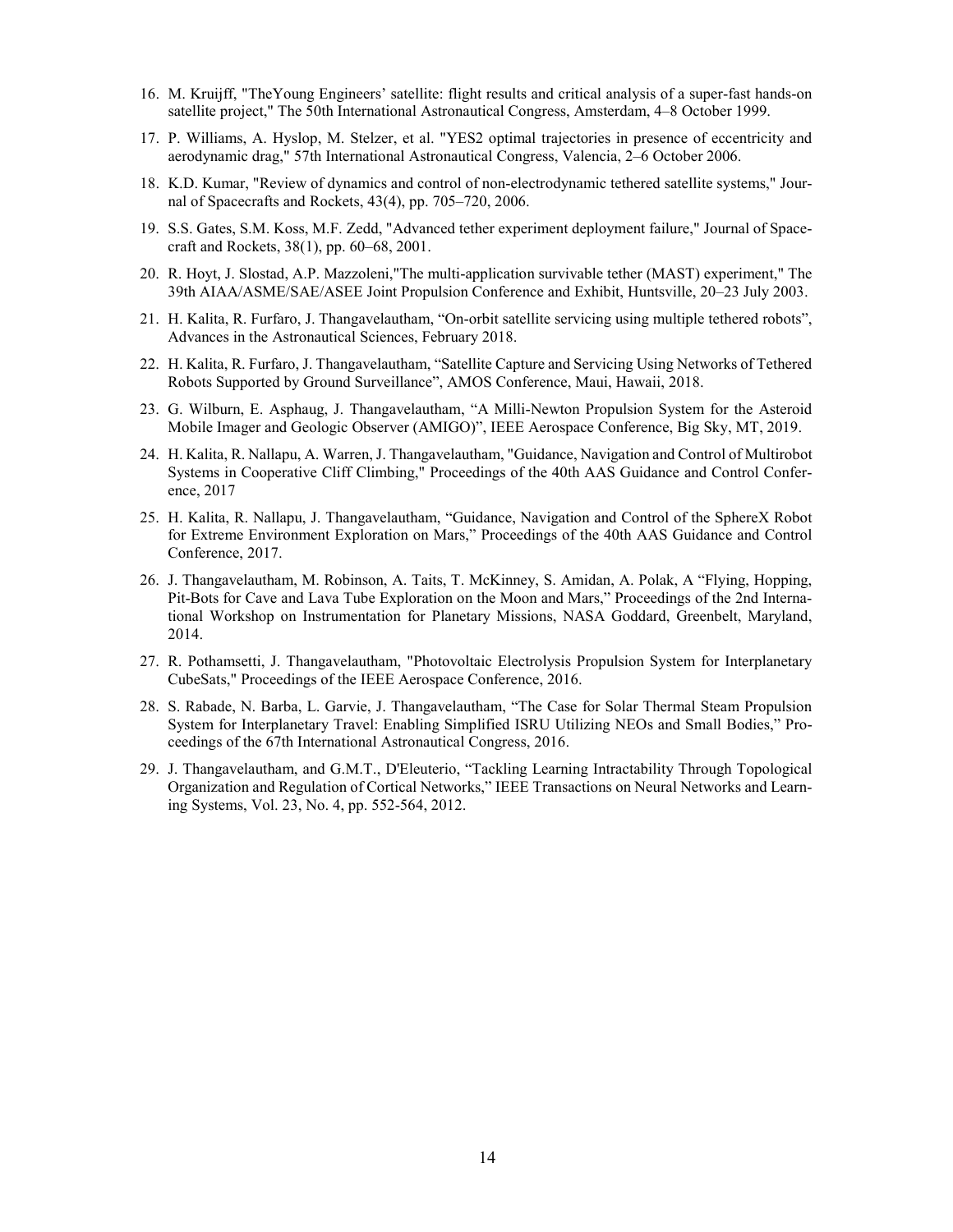16. M. Kruijff, "TheYoung Engineers' satellite: flight results and critical analysis of a super-fast hands-on satellite project," The 50th International Astronautical Congress, Amsterdam, 4–8 October 1999.
17. P. Williams, A. Hyslop, M. Stelzer, et al. "YES2 optimal trajectories in presence of eccentricity and aerodynamic drag," 57th International Astronautical Congress, Valencia, 2–6 October 2006.
18. K.D. Kumar, "Review of dynamics and control of non-electrodynamic tethered satellite systems," Journal of Spacecrafts and Rockets, 43(4), pp. 705–720, 2006.
19. S.S. Gates, S.M. Koss, M.F. Zedd, "Advanced tether experiment deployment failure," Journal of Spacecraft and Rockets, 38(1), pp. 60–68, 2001.
20. R. Hoyt, J. Slostad, A.P. Mazzoleni,"The multi-application survivable tether (MAST) experiment," The 39th AIAA/ASME/SAE/ASEE Joint Propulsion Conference and Exhibit, Huntsville, 20–23 July 2003.
21. H. Kalita, R. Furfaro, J. Thangavelautham, "On-orbit satellite servicing using multiple tethered robots", Advances in the Astronautical Sciences, February 2018.
22. H. Kalita, R. Furfaro, J. Thangavelautham, "Satellite Capture and Servicing Using Networks of Tethered Robots Supported by Ground Surveillance", AMOS Conference, Maui, Hawaii, 2018.
23. G. Wilburn, E. Asphaug, J. Thangavelautham, "A Milli-Newton Propulsion System for the Asteroid Mobile Imager and Geologic Observer (AMIGO)", IEEE Aerospace Conference, Big Sky, MT, 2019.
24. H. Kalita, R. Nallapu, A. Warren, J. Thangavelautham, "Guidance, Navigation and Control of Multirobot Systems in Cooperative Cliff Climbing," Proceedings of the 40th AAS Guidance and Control Conference, 2017
25. H. Kalita, R. Nallapu, J. Thangavelautham, "Guidance, Navigation and Control of the SphereX Robot for Extreme Environment Exploration on Mars," Proceedings of the 40th AAS Guidance and Control Conference, 2017.
26. J. Thangavelautham, M. Robinson, A. Taits, T. McKinney, S. Amidan, A. Polak, A "Flying, Hopping, Pit-Bots for Cave and Lava Tube Exploration on the Moon and Mars," Proceedings of the 2nd International Workshop on Instrumentation for Planetary Missions, NASA Goddard, Greenbelt, Maryland, 2014.
27. R. Pothamsetti, J. Thangavelautham, "Photovoltaic Electrolysis Propulsion System for Interplanetary CubeSats," Proceedings of the IEEE Aerospace Conference, 2016.
28. S. Rabade, N. Barba, L. Garvie, J. Thangavelautham, "The Case for Solar Thermal Steam Propulsion System for Interplanetary Travel: Enabling Simplified ISRU Utilizing NEOs and Small Bodies," Proceedings of the 67th International Astronautical Congress, 2016.
29. J. Thangavelautham, and G.M.T., D'Eleuterio, "Tackling Learning Intractability Through Topological Organization and Regulation of Cortical Networks," IEEE Transactions on Neural Networks and Learning Systems, Vol. 23, No. 4, pp. 552-564, 2012.